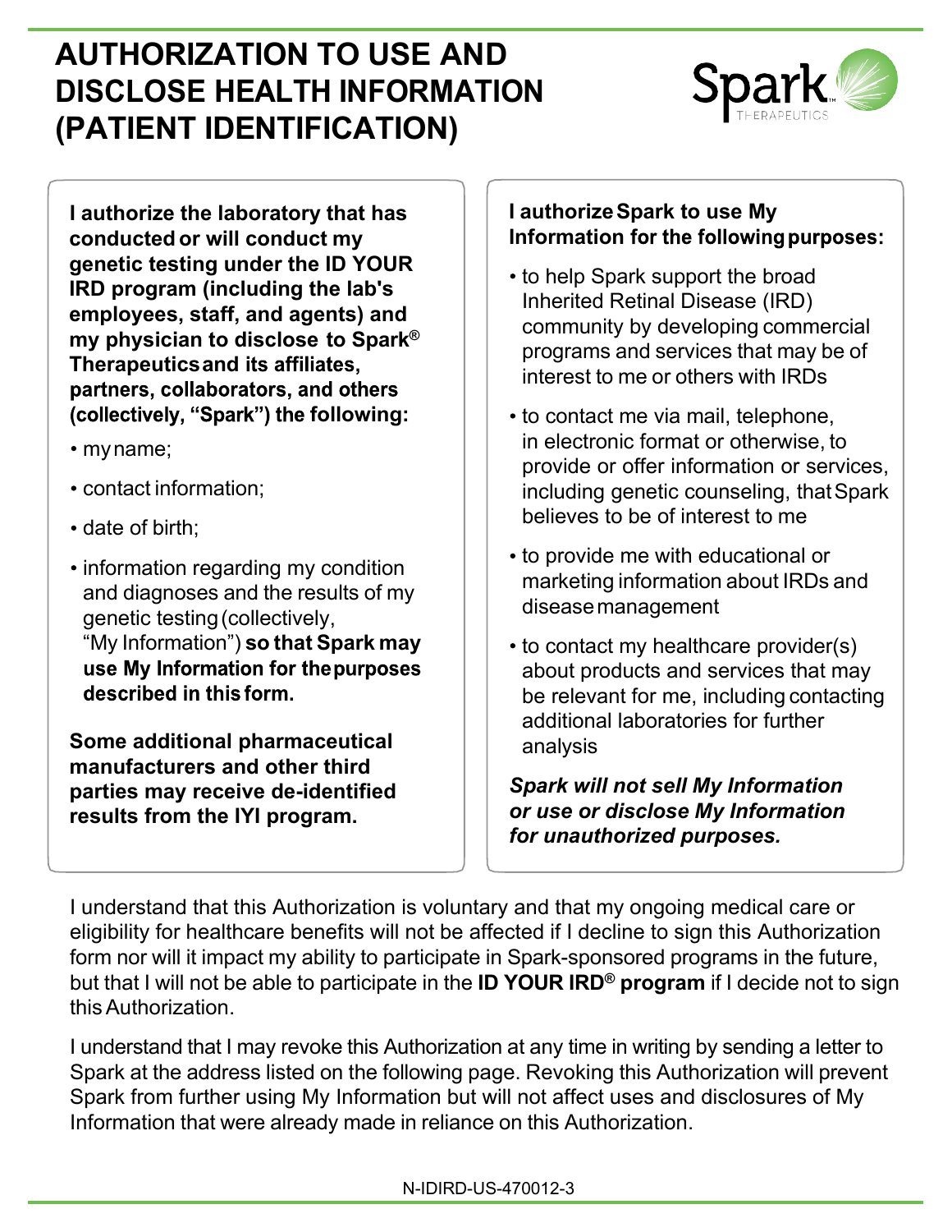# AUTHORIZATION TO USE AND DISCLOSE HEALTH INFORMATION (PATIENT IDENTIFICATION)

**I authorize the laboratory that has conducted or will conduct my genetic testing under the ID YOUR IRD program (including the lab's employees, staff, and agents) and my physician to disclose to Spark® Therapeutics and its affiliates, partners, collaborators, and others (collectively, "Spark") the following:**

- my name;
- contact information;
- date of birth;
- information regarding my condition and diagnoses and the results of my genetic testing (collectively, "My Information") **so that Spark may use My Information for the purposes described in this form.**

**Some additional pharmaceutical manufacturers and other third parties may receive de-identified results from the IYI program.**

**I authorize Spark to use My Information for the following purposes:**

- to help Spark support the broad Inherited Retinal Disease (IRD) community by developing commercial programs and services that may be of interest to me or others with IRDs
- to contact me via mail, telephone, in electronic format or otherwise, to provide or offer information or services, including genetic counseling, that Spark believes to be of interest to me
- to provide me with educational or marketing information about IRDs and disease management
- to contact my healthcare provider(s) about products and services that may be relevant for me, including contacting additional laboratories for further analysis

***Spark will not sell My Information or use or disclose My Information for unauthorized purposes.***

I understand that this Authorization is voluntary and that my ongoing medical care or eligibility for healthcare benefits will not be affected if I decline to sign this Authorization form nor will it impact my ability to participate in Spark-sponsored programs in the future, but that I will not be able to participate in the **ID YOUR IRD® program** if I decide not to sign this Authorization.

I understand that I may revoke this Authorization at any time in writing by sending a letter to Spark at the address listed on the following page. Revoking this Authorization will prevent Spark from further using My Information but will not affect uses and disclosures of My Information that were already made in reliance on this Authorization.

N-IDIRD-US-470012-3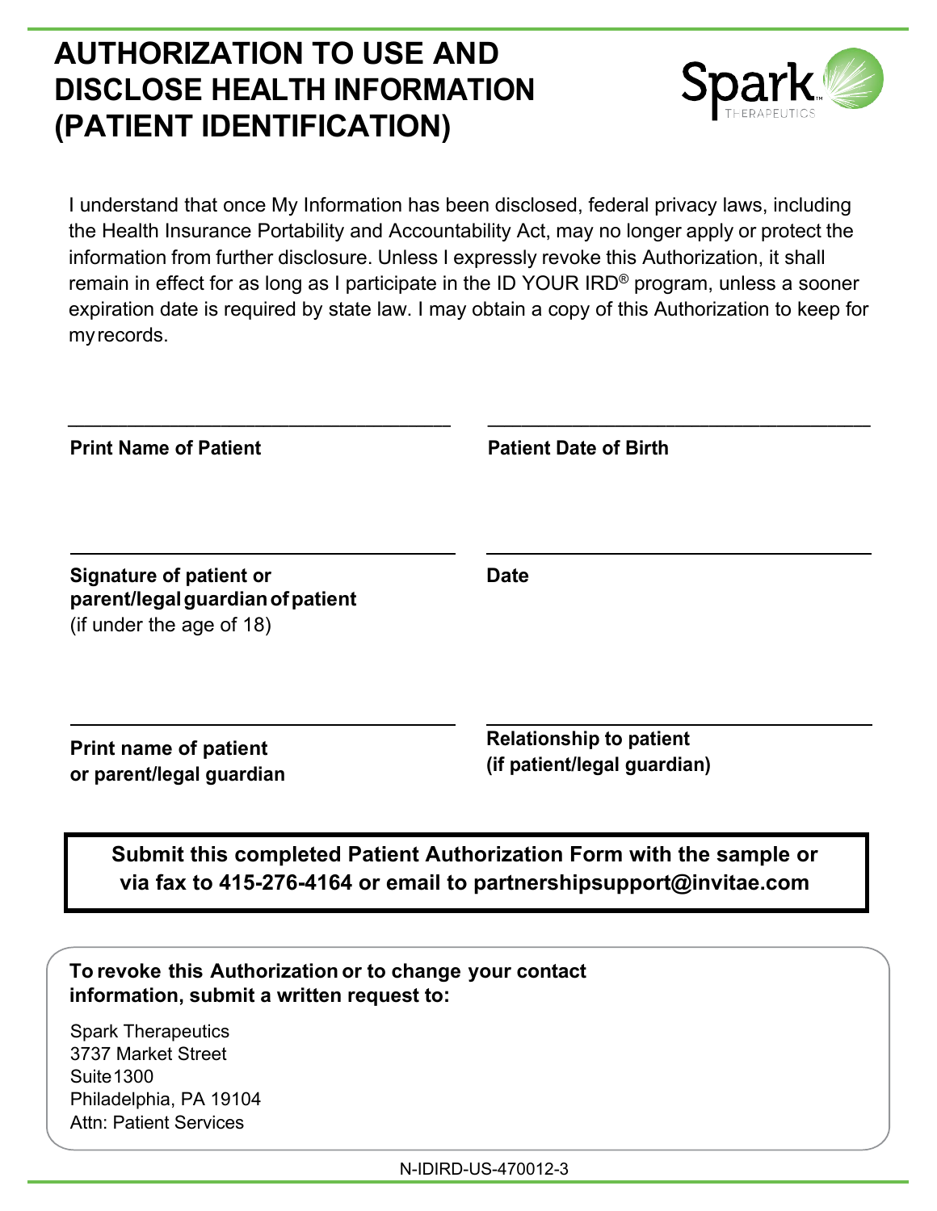# AUTHORIZATION TO USE AND DISCLOSE HEALTH INFORMATION (PATIENT IDENTIFICATION)

I understand that once My Information has been disclosed, federal privacy laws, including the Health Insurance Portability and Accountability Act, may no longer apply or protect the information from further disclosure. Unless I expressly revoke this Authorization, it shall remain in effect for as long as I participate in the ID YOUR IRD® program, unless a sooner expiration date is required by state law. I may obtain a copy of this Authorization to keep for my records.

\_\_\_\_\_\_\_\_\_\_\_\_\_\_\_\_\_\_\_\_\_\_\_\_\_\_\_\_\_\_\_\_\_\_\_\_

**Print Name of Patient**

\_\_\_\_\_\_\_\_\_\_\_\_\_\_\_\_\_\_\_\_\_\_\_\_\_\_\_\_\_\_\_\_\_\_\_\_

**Patient Date of Birth**

\_\_\_\_\_\_\_\_\_\_\_\_\_\_\_\_\_\_\_\_\_\_\_\_\_\_\_\_\_\_\_\_\_\_\_\_

**Signature of patient or parent/legal guardian of patient**
(if under the age of 18)

\_\_\_\_\_\_\_\_\_\_\_\_\_\_\_\_\_\_\_\_\_\_\_\_\_\_\_\_\_\_\_\_\_\_\_\_

**Date**

\_\_\_\_\_\_\_\_\_\_\_\_\_\_\_\_\_\_\_\_\_\_\_\_\_\_\_\_\_\_\_\_\_\_\_\_

**Print name of patient or parent/legal guardian**

\_\_\_\_\_\_\_\_\_\_\_\_\_\_\_\_\_\_\_\_\_\_\_\_\_\_\_\_\_\_\_\_\_\_\_\_

**Relationship to patient (if patient/legal guardian)**

**Submit this completed Patient Authorization Form with the sample or via fax to 415-276-4164 or email to partnershipsupport@invitae.com**

**To revoke this Authorization or to change your contact information, submit a written request to:**

Spark Therapeutics
3737 Market Street
Suite 1300
Philadelphia, PA 19104
Attn: Patient Services

N-IDIRD-US-470012-3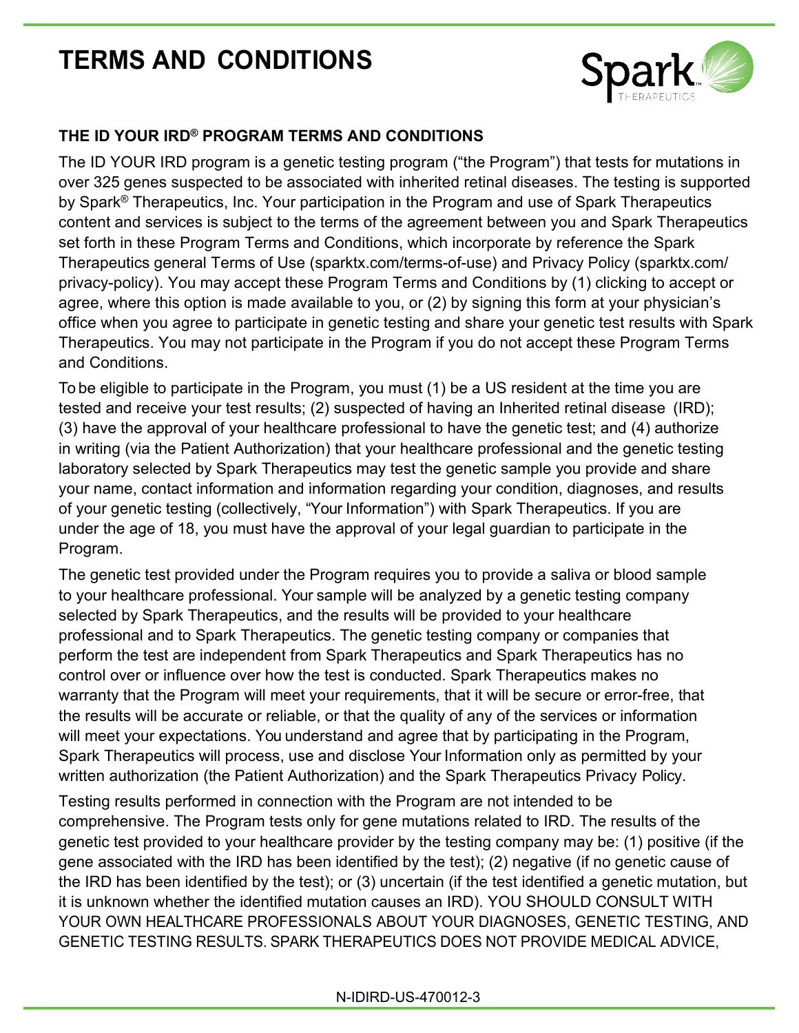# TERMS AND CONDITIONS

## THE ID YOUR IRD® PROGRAM TERMS AND CONDITIONS

The ID YOUR IRD program is a genetic testing program ("the Program") that tests for mutations in over 325 genes suspected to be associated with inherited retinal diseases. The testing is supported by Spark® Therapeutics, Inc. Your participation in the Program and use of Spark Therapeutics content and services is subject to the terms of the agreement between you and Spark Therapeutics set forth in these Program Terms and Conditions, which incorporate by reference the Spark Therapeutics general Terms of Use (sparktx.com/terms-of-use) and Privacy Policy (sparktx.com/privacy-policy). You may accept these Program Terms and Conditions by (1) clicking to accept or agree, where this option is made available to you, or (2) by signing this form at your physician's office when you agree to participate in genetic testing and share your genetic test results with Spark Therapeutics. You may not participate in the Program if you do not accept these Program Terms and Conditions.

To be eligible to participate in the Program, you must (1) be a US resident at the time you are tested and receive your test results; (2) suspected of having an Inherited retinal disease (IRD); (3) have the approval of your healthcare professional to have the genetic test; and (4) authorize in writing (via the Patient Authorization) that your healthcare professional and the genetic testing laboratory selected by Spark Therapeutics may test the genetic sample you provide and share your name, contact information and information regarding your condition, diagnoses, and results of your genetic testing (collectively, "Your Information") with Spark Therapeutics. If you are under the age of 18, you must have the approval of your legal guardian to participate in the Program.

The genetic test provided under the Program requires you to provide a saliva or blood sample to your healthcare professional. Your sample will be analyzed by a genetic testing company selected by Spark Therapeutics, and the results will be provided to your healthcare professional and to Spark Therapeutics. The genetic testing company or companies that perform the test are independent from Spark Therapeutics and Spark Therapeutics has no control over or influence over how the test is conducted. Spark Therapeutics makes no warranty that the Program will meet your requirements, that it will be secure or error-free, that the results will be accurate or reliable, or that the quality of any of the services or information will meet your expectations. You understand and agree that by participating in the Program, Spark Therapeutics will process, use and disclose Your Information only as permitted by your written authorization (the Patient Authorization) and the Spark Therapeutics Privacy Policy.

Testing results performed in connection with the Program are not intended to be comprehensive. The Program tests only for gene mutations related to IRD. The results of the genetic test provided to your healthcare provider by the testing company may be: (1) positive (if the gene associated with the IRD has been identified by the test); (2) negative (if no genetic cause of the IRD has been identified by the test); or (3) uncertain (if the test identified a genetic mutation, but it is unknown whether the identified mutation causes an IRD). YOU SHOULD CONSULT WITH YOUR OWN HEALTHCARE PROFESSIONALS ABOUT YOUR DIAGNOSES, GENETIC TESTING, AND GENETIC TESTING RESULTS. SPARK THERAPEUTICS DOES NOT PROVIDE MEDICAL ADVICE,

N-IDIRD-US-470012-3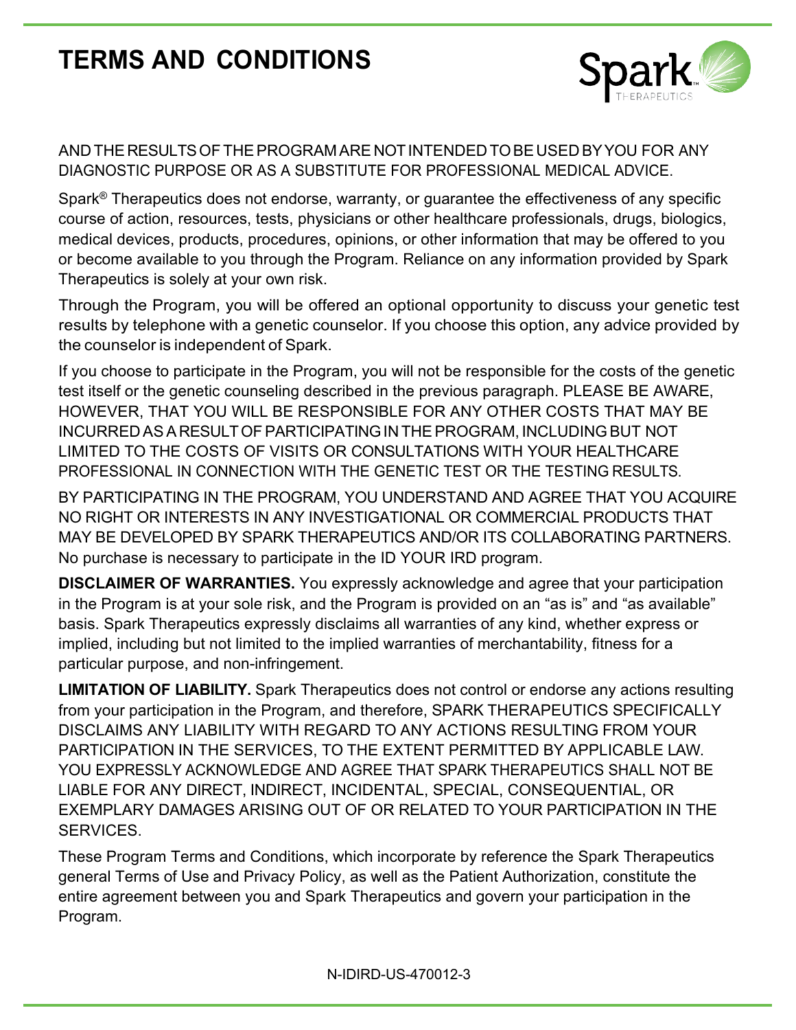# TERMS AND CONDITIONS

AND THE RESULTS OF THE PROGRAM ARE NOT INTENDED TO BE USED BY YOU FOR ANY DIAGNOSTIC PURPOSE OR AS A SUBSTITUTE FOR PROFESSIONAL MEDICAL ADVICE.

Spark® Therapeutics does not endorse, warranty, or guarantee the effectiveness of any specific course of action, resources, tests, physicians or other healthcare professionals, drugs, biologics, medical devices, products, procedures, opinions, or other information that may be offered to you or become available to you through the Program. Reliance on any information provided by Spark Therapeutics is solely at your own risk.

Through the Program, you will be offered an optional opportunity to discuss your genetic test results by telephone with a genetic counselor. If you choose this option, any advice provided by the counselor is independent of Spark.

If you choose to participate in the Program, you will not be responsible for the costs of the genetic test itself or the genetic counseling described in the previous paragraph. PLEASE BE AWARE, HOWEVER, THAT YOU WILL BE RESPONSIBLE FOR ANY OTHER COSTS THAT MAY BE INCURRED AS A RESULT OF PARTICIPATING IN THE PROGRAM, INCLUDING BUT NOT LIMITED TO THE COSTS OF VISITS OR CONSULTATIONS WITH YOUR HEALTHCARE PROFESSIONAL IN CONNECTION WITH THE GENETIC TEST OR THE TESTING RESULTS.

BY PARTICIPATING IN THE PROGRAM, YOU UNDERSTAND AND AGREE THAT YOU ACQUIRE NO RIGHT OR INTERESTS IN ANY INVESTIGATIONAL OR COMMERCIAL PRODUCTS THAT MAY BE DEVELOPED BY SPARK THERAPEUTICS AND/OR ITS COLLABORATING PARTNERS. No purchase is necessary to participate in the ID YOUR IRD program.

**DISCLAIMER OF WARRANTIES.** You expressly acknowledge and agree that your participation in the Program is at your sole risk, and the Program is provided on an "as is" and "as available" basis. Spark Therapeutics expressly disclaims all warranties of any kind, whether express or implied, including but not limited to the implied warranties of merchantability, fitness for a particular purpose, and non-infringement.

**LIMITATION OF LIABILITY.** Spark Therapeutics does not control or endorse any actions resulting from your participation in the Program, and therefore, SPARK THERAPEUTICS SPECIFICALLY DISCLAIMS ANY LIABILITY WITH REGARD TO ANY ACTIONS RESULTING FROM YOUR PARTICIPATION IN THE SERVICES, TO THE EXTENT PERMITTED BY APPLICABLE LAW. YOU EXPRESSLY ACKNOWLEDGE AND AGREE THAT SPARK THERAPEUTICS SHALL NOT BE LIABLE FOR ANY DIRECT, INDIRECT, INCIDENTAL, SPECIAL, CONSEQUENTIAL, OR EXEMPLARY DAMAGES ARISING OUT OF OR RELATED TO YOUR PARTICIPATION IN THE SERVICES.

These Program Terms and Conditions, which incorporate by reference the Spark Therapeutics general Terms of Use and Privacy Policy, as well as the Patient Authorization, constitute the entire agreement between you and Spark Therapeutics and govern your participation in the Program.

N-IDIRD-US-470012-3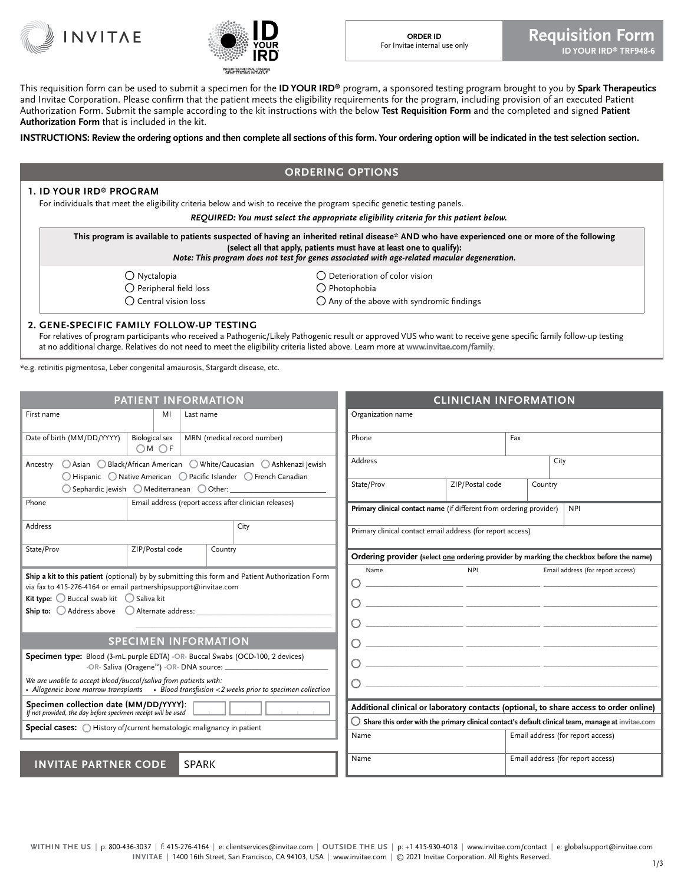INVITAE | ID YOUR IRD (INHERITED RETINAL DISEASE GENE TESTING INITIATIVE)

| ORDER ID For Invitae internal use only | **Requisition Form** ID YOUR IRD® TRF948-6 |
|---|---|

This requisition form can be used to submit a specimen for the **ID YOUR IRD®** program, a sponsored testing program brought to you by **Spark Therapeutics** and Invitae Corporation. Please confirm that the patient meets the eligibility requirements for the program, including provision of an executed Patient Authorization Form. Submit the sample according to the kit instructions with the below **Test Requisition Form** and the completed and signed **Patient Authorization Form** that is included in the kit.

**INSTRUCTIONS: Review the ordering options and then complete all sections of this form. Your ordering option will be indicated in the test selection section.**

## ORDERING OPTIONS

### 1. ID YOUR IRD® PROGRAM

For individuals that meet the eligibility criteria below and wish to receive the program specific genetic testing panels.

***REQUIRED: You must select the appropriate eligibility criteria for this patient below.***

**This program is available to patients suspected of having an inherited retinal disease\* AND who have experienced one or more of the following (select all that apply, patients must have at least one to qualify):**
***Note: This program does not test for genes associated with age-related macular degeneration.***

- ◯ Nyctalopia
- ◯ Peripheral field loss
- ◯ Central vision loss
- ◯ Deterioration of color vision
- ◯ Photophobia
- ◯ Any of the above with syndromic findings

### 2. GENE-SPECIFIC FAMILY FOLLOW-UP TESTING

For relatives of program participants who received a Pathogenic/Likely Pathogenic result or approved VUS who want to receive gene specific family follow-up testing at no additional charge. Relatives do not need to meet the eligibility criteria listed above. Learn more at **www.invitae.com/family**.

\*e.g. retinitis pigmentosa, Leber congenital amaurosis, Stargardt disease, etc.

## PATIENT INFORMATION

| First name | MI | Last name |
|---|---|---|
| Date of birth (MM/DD/YYYY) | Biological sex ◯ M ◯ F | MRN (medical record number) |

Ancestry ◯ Asian ◯ Black/African American ◯ White/Caucasian ◯ Ashkenazi Jewish ◯ Hispanic ◯ Native American ◯ Pacific Islander ◯ French Canadian ◯ Sephardic Jewish ◯ Mediterranean ◯ Other: ______

| Phone | Email address (report access after clinician releases) | |
|---|---|---|
| Address | | City |
| State/Prov | ZIP/Postal code | Country |

**Ship a kit to this patient** (optional) by by submitting this form and Patient Authorization Form via fax to 415-276-4164 or email partnershipsupport@invitae.com

**Kit type:** ◯ Buccal swab kit ◯ Saliva kit

**Ship to:** ◯ Address above ◯ Alternate address: ______

## SPECIMEN INFORMATION

**Specimen type:** Blood (3-mL purple EDTA) -OR- Buccal Swabs (OCD-100, 2 devices) -OR- Saliva (Oragene™) -OR- DNA source: ______

*We are unable to accept blood/buccal/saliva from patients with:*
- *Allogeneic bone marrow transplants*
- *Blood transfusion <2 weeks prior to specimen collection*

**Specimen collection date (MM/DD/YYYY):** ______
*If not provided, the day before specimen receipt will be used*

**Special cases:** ◯ History of/current hematologic malignancy in patient

**INVITAE PARTNER CODE** SPARK

## CLINICIAN INFORMATION

| Organization name | | |
|---|---|---|
| Phone | Fax | |
| Address | City | |
| State/Prov | ZIP/Postal code | Country |
| **Primary clinical contact name** (if different from ordering provider) | NPI | |
| Primary clinical contact email address (for report access) | | |

**Ordering provider** (select **one** ordering provider by marking the checkbox before the name)

| | Name | NPI | Email address (for report access) |
|---|---|---|---|
| ◯ | | | |
| ◯ | | | |
| ◯ | | | |
| ◯ | | | |
| ◯ | | | |
| ◯ | | | |

**Additional clinical or laboratory contacts (optional, to share access to order online)**

◯ **Share this order with the primary clinical contact's default clinical team, manage at invitae.com**

| Name | Email address (for report access) |
|---|---|
| Name | Email address (for report access) |

WITHIN THE US | p: 800-436-3037 | f: 415-276-4164 | e: clientservices@invitae.com | OUTSIDE THE US | p: +1 415-930-4018 | www.invitae.com/contact | e: globalsupport@invitae.com
INVITAE | 1400 16th Street, San Francisco, CA 94103, USA | www.invitae.com | © 2021 Invitae Corporation. All Rights Reserved.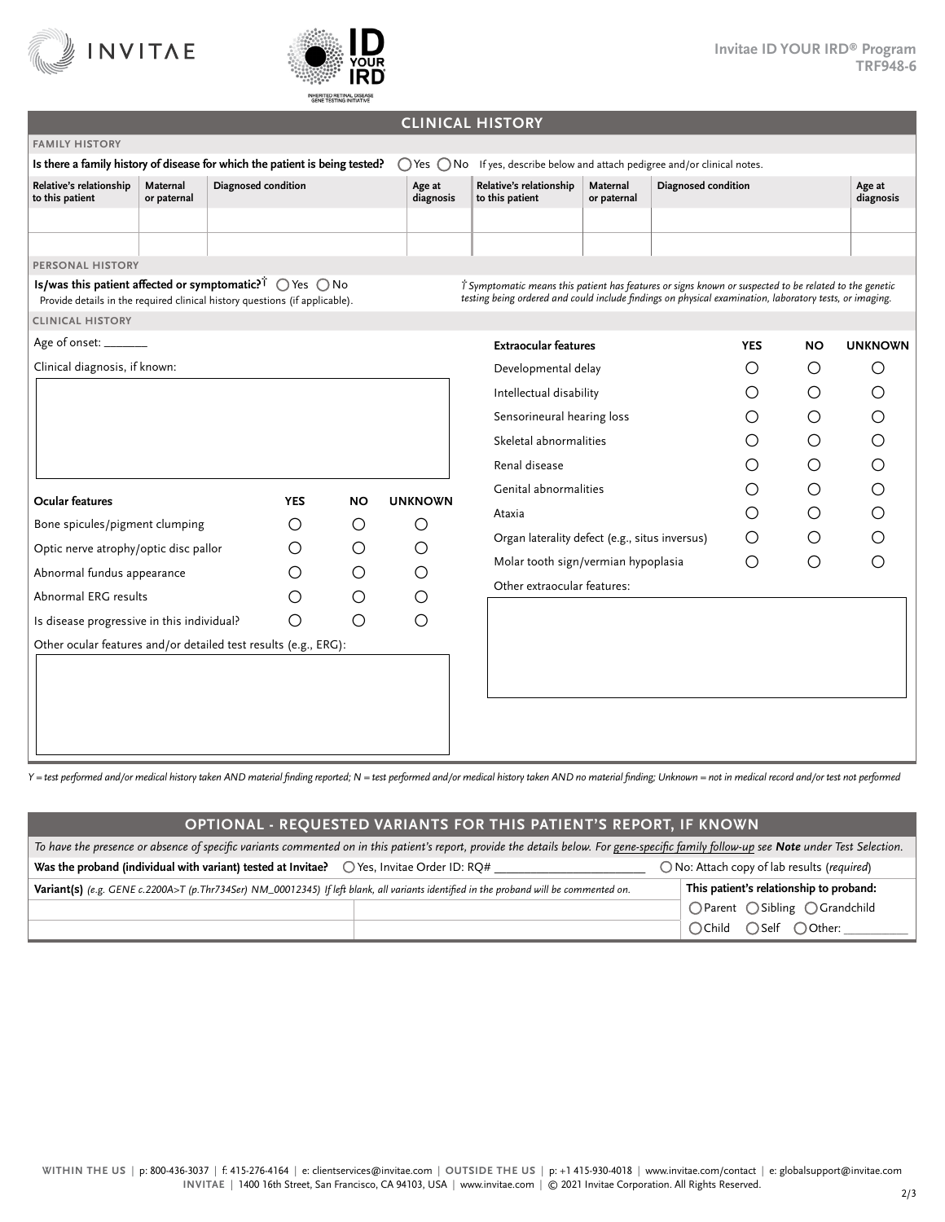Invitae ID YOUR IRD® Program
TRF948-6

## CLINICAL HISTORY

### FAMILY HISTORY

**Is there a family history of disease for which the patient is being tested?** ◯ Yes ◯ No If yes, describe below and attach pedigree and/or clinical notes.

| Relative's relationship to this patient | Maternal or paternal | Diagnosed condition | Age at diagnosis | Relative's relationship to this patient | Maternal or paternal | Diagnosed condition | Age at diagnosis |
|---|---|---|---|---|---|---|---|
| | | | | | | | |
| | | | | | | | |

### PERSONAL HISTORY

**Is/was this patient affected or symptomatic?†** ◯ Yes ◯ No
Provide details in the required clinical history questions (if applicable).

*† Symptomatic means this patient has features or signs known or suspected to be related to the genetic testing being ordered and could include findings on physical examination, laboratory tests, or imaging.*

### CLINICAL HISTORY

Age of onset: _______

Clinical diagnosis, if known:

| Ocular features | YES | NO | UNKNOWN |
|---|---|---|---|
| Bone spicules/pigment clumping | ◯ | ◯ | ◯ |
| Optic nerve atrophy/optic disc pallor | ◯ | ◯ | ◯ |
| Abnormal fundus appearance | ◯ | ◯ | ◯ |
| Abnormal ERG results | ◯ | ◯ | ◯ |
| Is disease progressive in this individual? | ◯ | ◯ | ◯ |

Other ocular features and/or detailed test results (e.g., ERG):

| Extraocular features | YES | NO | UNKNOWN |
|---|---|---|---|
| Developmental delay | ◯ | ◯ | ◯ |
| Intellectual disability | ◯ | ◯ | ◯ |
| Sensorineural hearing loss | ◯ | ◯ | ◯ |
| Skeletal abnormalities | ◯ | ◯ | ◯ |
| Renal disease | ◯ | ◯ | ◯ |
| Genital abnormalities | ◯ | ◯ | ◯ |
| Ataxia | ◯ | ◯ | ◯ |
| Organ laterality defect (e.g., situs inversus) | ◯ | ◯ | ◯ |
| Molar tooth sign/vermian hypoplasia | ◯ | ◯ | ◯ |

Other extraocular features:

*Y = test performed and/or medical history taken AND material finding reported; N = test performed and/or medical history taken AND no material finding; Unknown = not in medical record and/or test not performed*

## OPTIONAL - REQUESTED VARIANTS FOR THIS PATIENT'S REPORT, IF KNOWN

*To have the presence or absence of specific variants commented on in this patient's report, provide the details below. For gene-specific family follow-up see **Note** under Test Selection.*

**Was the proband (individual with variant) tested at Invitae?** ◯ Yes, Invitae Order ID: RQ# ____________________ ◯ No: Attach copy of lab results (*required*)

| **Variant(s)** *(e.g. GENE c.2200A>T (p.Thr734Ser) NM_00012345) If left blank, all variants identified in the proband will be commented on.* | | **This patient's relationship to proband:** |
|---|---|---|
| | | ◯ Parent ◯ Sibling ◯ Grandchild |
| | | ◯ Child ◯ Self ◯ Other: __________ |

WITHIN THE US | p: 800-436-3037 | f: 415-276-4164 | e: clientservices@invitae.com | OUTSIDE THE US | p: +1 415-930-4018 | www.invitae.com/contact | e: globalsupport@invitae.com
INVITAE | 1400 16th Street, San Francisco, CA 94103, USA | www.invitae.com | © 2021 Invitae Corporation. All Rights Reserved.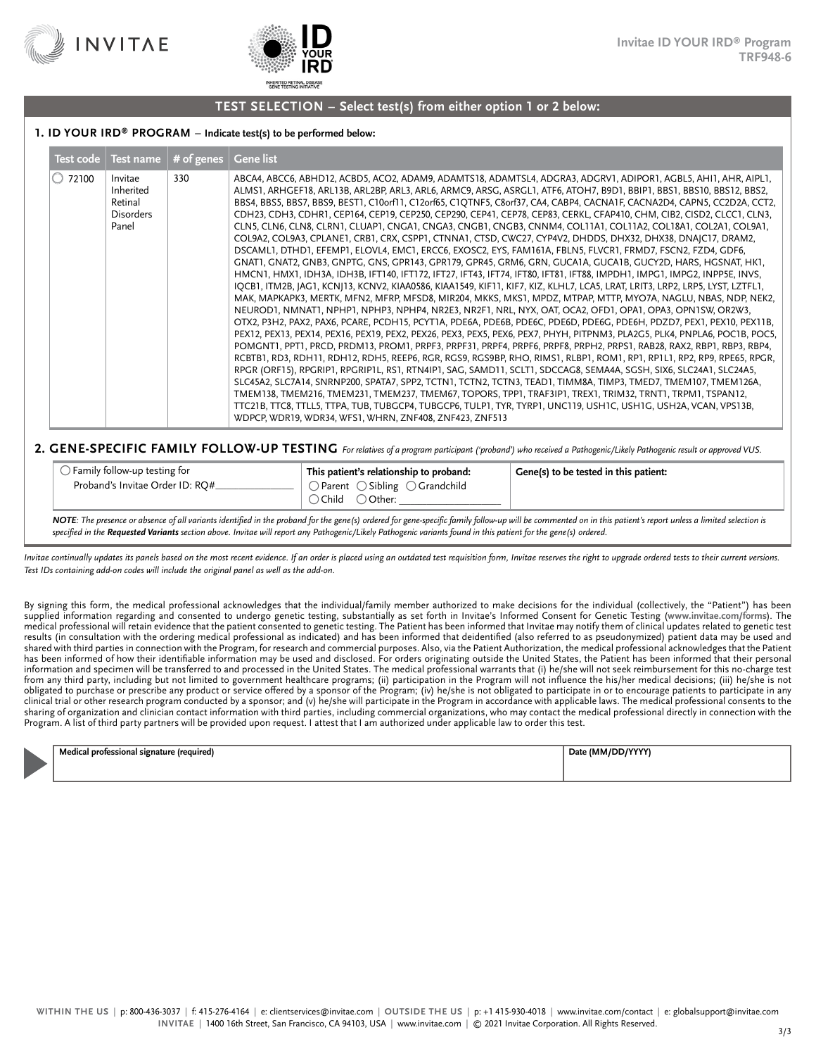## TEST SELECTION – Select test(s) from either option 1 or 2 below:

### 1. ID YOUR IRD® PROGRAM – Indicate test(s) to be performed below:

| Test code | Test name | # of genes | Gene list |
|---|---|---|---|
| ○ 72100 | Invitae Inherited Retinal Disorders Panel | 330 | ABCA4, ABCC6, ABHD12, ACBD5, ACO2, ADAM9, ADAMTS18, ADAMTSL4, ADGRA3, ADGRV1, ADIPOR1, AGBL5, AHI1, AHR, AIPL1, ALMS1, ARHGEF18, ARL13B, ARL2BP, ARL3, ARL6, ARMC9, ARSG, ASRGL1, ATF6, ATOH7, B9D1, BBIP1, BBS1, BBS10, BBS12, BBS2, BBS4, BBS5, BBS7, BBS9, BEST1, C10orf11, C12orf65, C1QTNF5, C8orf37, CA4, CABP4, CACNA1F, CACNA2D4, CAPN5, CC2D2A, CCT2, CDH23, CDH3, CDHR1, CEP164, CEP19, CEP250, CEP290, CEP41, CEP78, CEP83, CERKL, CFAP410, CHM, CIB2, CISD2, CLCC1, CLN3, CLN5, CLN6, CLN8, CLRN1, CLUAP1, CNGA1, CNGA3, CNGB1, CNGB3, CNNM4, COL11A1, COL11A2, COL18A1, COL2A1, COL9A1, COL9A2, COL9A3, CPLANE1, CRB1, CRX, CSPP1, CTNNA1, CTSD, CWC27, CYP4V2, DHDDS, DHX32, DHX38, DNAJC17, DRAM2, DSCAML1, DTHD1, EFEMP1, ELOVL4, EMC1, ERCC6, EXOSC2, EYS, FAM161A, FBLN5, FLVCR1, FRMD7, FSCN2, FZD4, GDF6, GNAT1, GNAT2, GNB3, GNPTG, GNS, GPR143, GPR179, GPR45, GRM6, GRN, GUCA1A, GUCA1B, GUCY2D, HARS, HGSNAT, HK1, HMCN1, HMX1, IDH3A, IDH3B, IFT140, IFT172, IFT27, IFT43, IFT74, IFT80, IFT81, IFT88, IMPDH1, IMPG1, IMPG2, INPP5E, INVS, IQCB1, ITM2B, JAG1, KCNJ13, KCNV2, KIAA0586, KIAA1549, KIF11, KIF7, KIZ, KLHL7, LCA5, LRAT, LRIT3, LRP2, LRP5, LYST, LZTFL1, MAK, MAPKAPK3, MERTK, MFN2, MFRP, MFSD8, MIR204, MKKS, MKS1, MPDZ, MTPAP, MTTP, MYO7A, NAGLU, NBAS, NDP, NEK2, NEUROD1, NMNAT1, NPHP1, NPHP3, NPHP4, NR2E3, NR2F1, NRL, NYX, OAT, OCA2, OFD1, OPA1, OPA3, OPN1SW, OR2W3, OTX2, P3H2, PAX2, PAX6, PCARE, PCDH15, PCYT1A, PDE6A, PDE6B, PDE6C, PDE6D, PDE6G, PDE6H, PDZD7, PEX1, PEX10, PEX11B, PEX12, PEX13, PEX14, PEX16, PEX19, PEX2, PEX26, PEX3, PEX5, PEX6, PEX7, PHYH, PITPNM3, PLA2G5, PLK4, PNPLA6, POC1B, POC5, POMGNT1, PPT1, PRCD, PRDM13, PROM1, PRPF3, PRPF31, PRPF4, PRPF6, PRPF8, PRPH2, PRPS1, RAB28, RAX2, RBP1, RBP3, RBP4, RCBTB1, RD3, RDH11, RDH12, RDH5, REEP6, RGR, RGS9, RGS9BP, RHO, RIMS1, RLBP1, ROM1, RP1, RP1L1, RP2, RP9, RPE65, RPGR, RPGR (ORF15), RPGRIP1, RPGRIP1L, RS1, RTN4IP1, SAG, SAMD11, SCLT1, SDCCAG8, SEMA4A, SGSH, SIX6, SLC24A1, SLC24A5, SLC45A2, SLC7A14, SNRNP200, SPATA7, SPP2, TCTN1, TCTN2, TCTN3, TEAD1, TIMM8A, TIMP3, TMED7, TMEM107, TMEM126A, TMEM138, TMEM216, TMEM231, TMEM237, TMEM67, TOPORS, TPP1, TRAF3IP1, TREX1, TRIM32, TRNT1, TRPM1, TSPAN12, TTC21B, TTC8, TTLL5, TTPA, TUB, TUBGCP4, TUBGCP6, TULP1, TYR, TYRP1, UNC119, USH1C, USH1G, USH2A, VCAN, VPS13B, WDPCP, WDR19, WDR34, WFS1, WHRN, ZNF408, ZNF423, ZNF513 |

### 2. GENE-SPECIFIC FAMILY FOLLOW-UP TESTING *For relatives of a program participant ('proband') who received a Pathogenic/Likely Pathogenic result or approved VUS.*

| | | |
|---|---|---|
| ○ Family follow-up testing for Proband's Invitae Order ID: RQ#\_\_\_\_\_\_\_\_\_\_ | **This patient's relationship to proband:** ○ Parent ○ Sibling ○ Grandchild ○ Child ○ Other: \_\_\_\_\_\_\_\_\_\_ | **Gene(s) to be tested in this patient:** |

***NOTE***: *The presence or absence of all variants identified in the proband for the gene(s) ordered for gene-specific family follow-up will be commented on in this patient's report unless a limited selection is specified in the* ***Requested Variants*** *section above. Invitae will report any Pathogenic/Likely Pathogenic variants found in this patient for the gene(s) ordered.*

*Invitae continually updates its panels based on the most recent evidence. If an order is placed using an outdated test requisition form, Invitae reserves the right to upgrade ordered tests to their current versions. Test IDs containing add-on codes will include the original panel as well as the add-on.*

By signing this form, the medical professional acknowledges that the individual/family member authorized to make decisions for the individual (collectively, the "Patient") has been supplied information regarding and consented to undergo genetic testing, substantially as set forth in Invitae's Informed Consent for Genetic Testing (www.invitae.com/forms). The medical professional will retain evidence that the patient consented to genetic testing. The Patient has been informed that Invitae may notify them of clinical updates related to genetic test results (in consultation with the ordering medical professional as indicated) and has been informed that deidentified (also referred to as pseudonymized) patient data may be used and shared with third parties in connection with the Program, for research and commercial purposes. Also, via the Patient Authorization, the medical professional acknowledges that the Patient has been informed of how their identifiable information may be used and disclosed. For orders originating outside the United States, the Patient has been informed that their personal information and specimen will be transferred to and processed in the United States. The medical professional warrants that (i) he/she will not seek reimbursement for this no-charge test from any third party, including but not limited to government healthcare programs; (ii) participation in the Program will not influence the his/her medical decisions; (iii) he/she is not obligated to purchase or prescribe any product or service offered by a sponsor of the Program; (iv) he/she is not obligated to participate in or to encourage patients to participate in any clinical trial or other research program conducted by a sponsor; and (v) he/she will participate in the Program in accordance with applicable laws. The medical professional consents to the sharing of organization and clinician contact information with third parties, including commercial organizations, who may contact the medical professional directly in connection with the Program. A list of third party partners will be provided upon request. I attest that I am authorized under applicable law to order this test.

| Medical professional signature (required) | Date (MM/DD/YYYY) |
|---|---|
| | |

WITHIN THE US | p: 800-436-3037 | f: 415-276-4164 | e: clientservices@invitae.com | OUTSIDE THE US | p: +1 415-930-4018 | www.invitae.com/contact | e: globalsupport@invitae.com
INVITAE | 1400 16th Street, San Francisco, CA 94103, USA | www.invitae.com | © 2021 Invitae Corporation. All Rights Reserved.